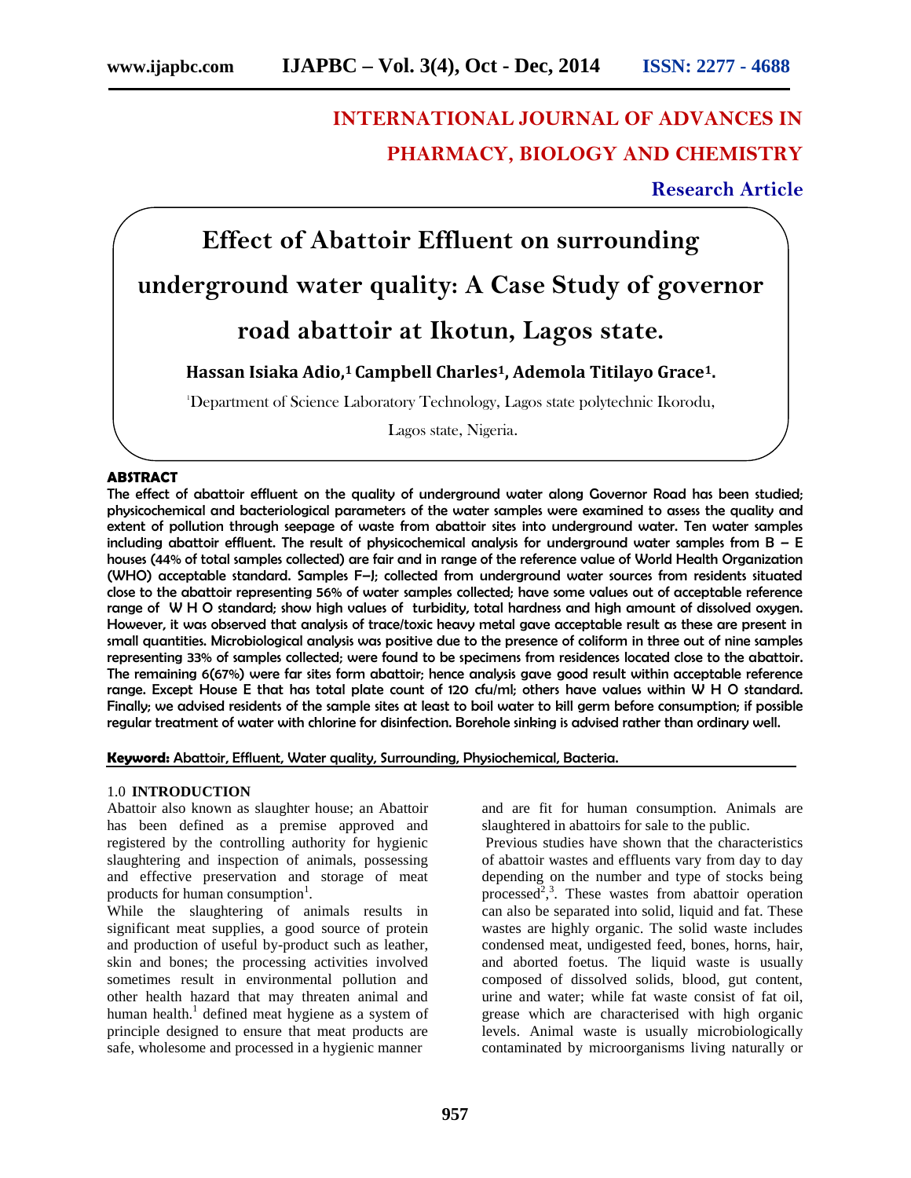INTERNATIONAL JOURNAL OF ADVANCES IN PHARMACY, BIOLOGY AND CHEMISTRY

**Research Article**

# Effect of Abattoir Effluent on surrounding underground water quality: A Case Study of governor road abattoir at Ikotun, Lagos state.

**Hassan Isiaka Adio,[1] Campbell Charles[1], Ademola Titilayo Grace[1].**

[1]Department of Science Laboratory Technology, Lagos state polytechnic Ikorodu, Lagos state, Nigeria.

## ABSTRACT

**The effect of abattoir effluent on the quality of underground water along Governor Road has been studied; physicochemical and bacteriological parameters of the water samples were examined to assess the quality and extent of pollution through seepage of waste from abattoir sites into underground water. Ten water samples including abattoir effluent. The result of physicochemical analysis for underground water samples from B – E houses (44% of total samples collected) are fair and in range of the reference value of World Health Organization (WHO) acceptable standard. Samples F–J; collected from underground water sources from residents situated close to the abattoir representing 56% of water samples collected; have some values out of acceptable reference range of W H O standard; show high values of turbidity, total hardness and high amount of dissolved oxygen. However, it was observed that analysis of trace/toxic heavy metal gave acceptable result as these are present in small quantities. Microbiological analysis was positive due to the presence of coliform in three out of nine samples representing 33% of samples collected; were found to be specimens from residences located close to the abattoir. The remaining 6(67%) were far sites form abattoir; hence analysis gave good result within acceptable reference range. Except House E that has total plate count of 120 cfu/ml; others have values within W H O standard. Finally; we advised residents of the sample sites at least to boil water to kill germ before consumption; if possible regular treatment of water with chlorine for disinfection. Borehole sinking is advised rather than ordinary well.**

**Keyword:** Abattoir, Effluent, Water quality, Surrounding, Physiochemical, Bacteria.

## 1.0 INTRODUCTION

Abattoir also known as slaughter house; an Abattoir has been defined as a premise approved and registered by the controlling authority for hygienic slaughtering and inspection of animals, possessing and effective preservation and storage of meat products for human consumption[1].

While the slaughtering of animals results in significant meat supplies, a good source of protein and production of useful by-product such as leather, skin and bones; the processing activities involved sometimes result in environmental pollution and other health hazard that may threaten animal and human health.[1] defined meat hygiene as a system of principle designed to ensure that meat products are safe, wholesome and processed in a hygienic manner and are fit for human consumption. Animals are slaughtered in abattoirs for sale to the public.

Previous studies have shown that the characteristics of abattoir wastes and effluents vary from day to day depending on the number and type of stocks being processed[2,3]. These wastes from abattoir operation can also be separated into solid, liquid and fat. These wastes are highly organic. The solid waste includes condensed meat, undigested feed, bones, horns, hair, and aborted foetus. The liquid waste is usually composed of dissolved solids, blood, gut content, urine and water; while fat waste consist of fat oil, grease which are characterised with high organic levels. Animal waste is usually microbiologically contaminated by microorganisms living naturally or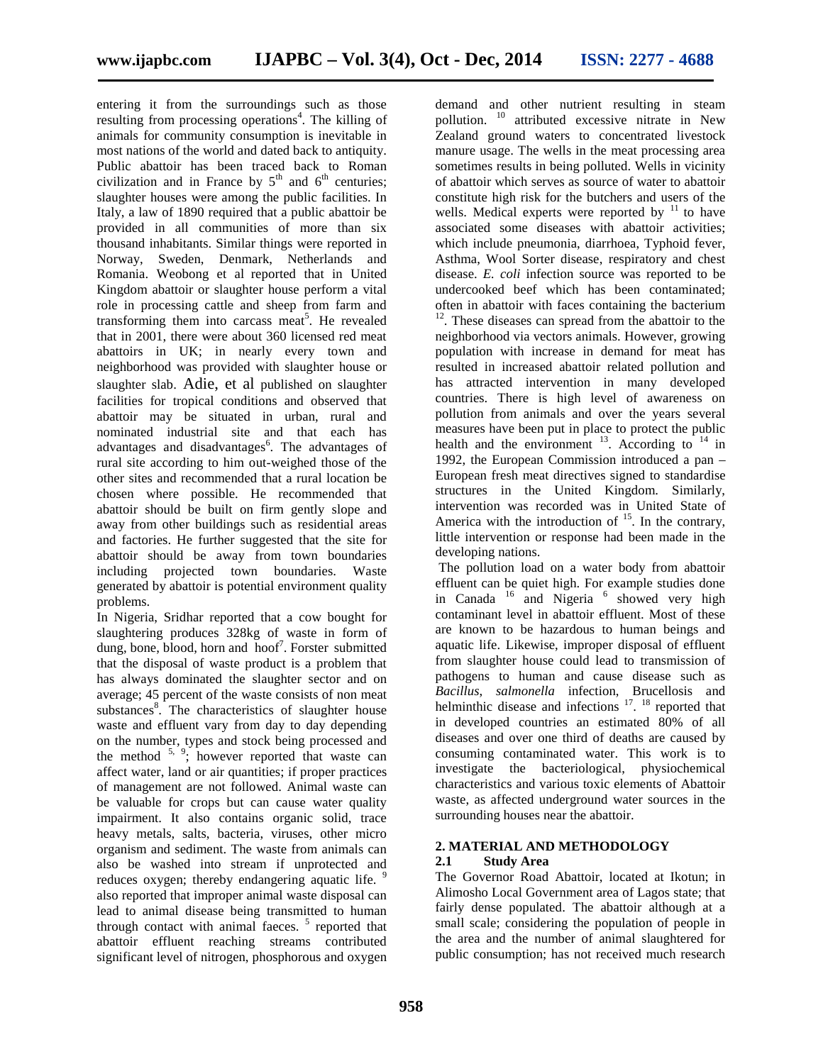entering it from the surroundings such as those resulting from processing operations[4]. The killing of animals for community consumption is inevitable in most nations of the world and dated back to antiquity. Public abattoir has been traced back to Roman civilization and in France by 5th and 6th centuries; slaughter houses were among the public facilities. In Italy, a law of 1890 required that a public abattoir be provided in all communities of more than six thousand inhabitants. Similar things were reported in Norway, Sweden, Denmark, Netherlands and Romania. Weobong et al reported that in United Kingdom abattoir or slaughter house perform a vital role in processing cattle and sheep from farm and transforming them into carcass meat[5]. He revealed that in 2001, there were about 360 licensed red meat abattoirs in UK; in nearly every town and neighborhood was provided with slaughter house or slaughter slab. Adie, et al published on slaughter facilities for tropical conditions and observed that abattoir may be situated in urban, rural and nominated industrial site and that each has advantages and disadvantages[6]. The advantages of rural site according to him out-weighed those of the other sites and recommended that a rural location be chosen where possible. He recommended that abattoir should be built on firm gently slope and away from other buildings such as residential areas and factories. He further suggested that the site for abattoir should be away from town boundaries including projected town boundaries. Waste generated by abattoir is potential environment quality problems.

In Nigeria, Sridhar reported that a cow bought for slaughtering produces 328kg of waste in form of dung, bone, blood, horn and hoof[7]. Forster submitted that the disposal of waste product is a problem that has always dominated the slaughter sector and on average; 45 percent of the waste consists of non meat substances[8]. The characteristics of slaughter house waste and effluent vary from day to day depending on the number, types and stock being processed and the method [5, 9]; however reported that waste can affect water, land or air quantities; if proper practices of management are not followed. Animal waste can be valuable for crops but can cause water quality impairment. It also contains organic solid, trace heavy metals, salts, bacteria, viruses, other micro organism and sediment. The waste from animals can also be washed into stream if unprotected and reduces oxygen; thereby endangering aquatic life. [9] also reported that improper animal waste disposal can lead to animal disease being transmitted to human through contact with animal faeces. [5] reported that abattoir effluent reaching streams contributed significant level of nitrogen, phosphorous and oxygen demand and other nutrient resulting in steam pollution. [10] attributed excessive nitrate in New Zealand ground waters to concentrated livestock manure usage. The wells in the meat processing area sometimes results in being polluted. Wells in vicinity of abattoir which serves as source of water to abattoir constitute high risk for the butchers and users of the wells. Medical experts were reported by [11] to have associated some diseases with abattoir activities; which include pneumonia, diarrhoea, Typhoid fever, Asthma, Wool Sorter disease, respiratory and chest disease. *E. coli* infection source was reported to be undercooked beef which has been contaminated; often in abattoir with faces containing the bacterium [12]. These diseases can spread from the abattoir to the neighborhood via vectors animals. However, growing population with increase in demand for meat has resulted in increased abattoir related pollution and has attracted intervention in many developed countries. There is high level of awareness on pollution from animals and over the years several measures have been put in place to protect the public health and the environment [13]. According to [14] in 1992, the European Commission introduced a pan – European fresh meat directives signed to standardise structures in the United Kingdom. Similarly, intervention was recorded was in United State of America with the introduction of [15]. In the contrary, little intervention or response had been made in the developing nations.

The pollution load on a water body from abattoir effluent can be quiet high. For example studies done in Canada [16] and Nigeria [6] showed very high contaminant level in abattoir effluent. Most of these are known to be hazardous to human beings and aquatic life. Likewise, improper disposal of effluent from slaughter house could lead to transmission of pathogens to human and cause disease such as *Bacillus*, *salmonella* infection, Brucellosis and helminthic disease and infections [17]. [18] reported that in developed countries an estimated 80% of all diseases and over one third of deaths are caused by consuming contaminated water. This work is to investigate the bacteriological, physiochemical characteristics and various toxic elements of Abattoir waste, as affected underground water sources in the surrounding houses near the abattoir.

## 2. MATERIAL AND METHODOLOGY

### 2.1 Study Area

The Governor Road Abattoir, located at Ikotun; in Alimosho Local Government area of Lagos state; that fairly dense populated. The abattoir although at a small scale; considering the population of people in the area and the number of animal slaughtered for public consumption; has not received much research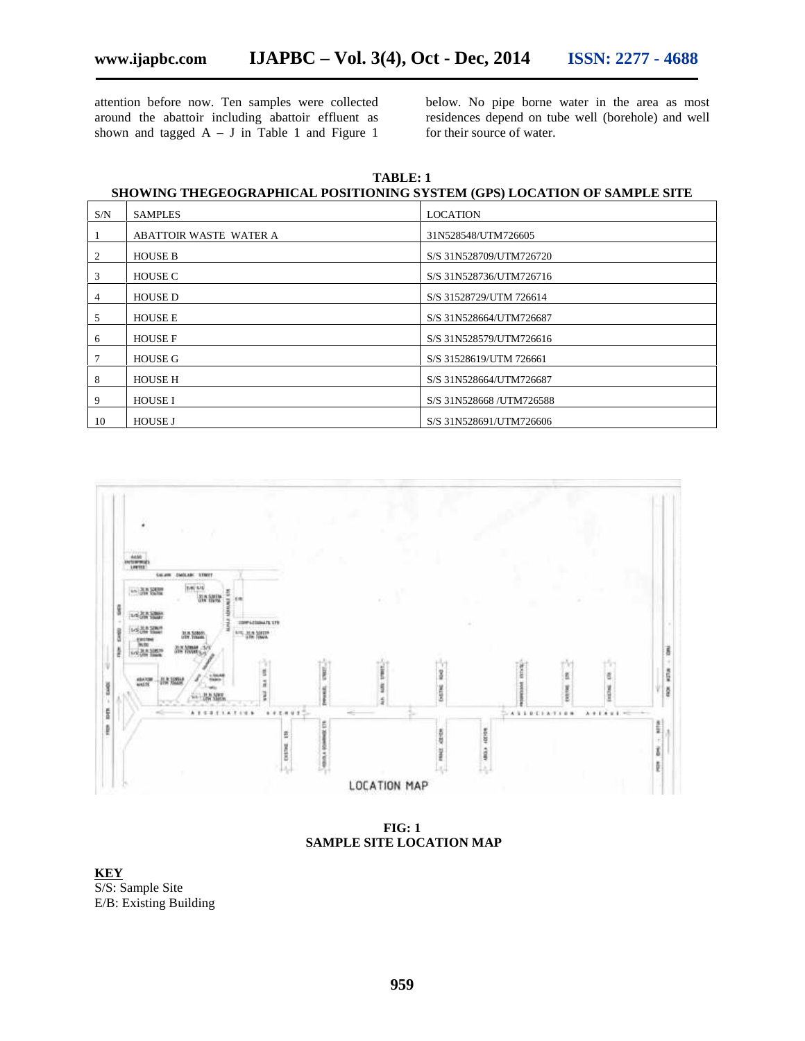attention before now. Ten samples were collected around the abattoir including abattoir effluent as shown and tagged A – J in Table 1 and Figure 1 below. No pipe borne water in the area as most residences depend on tube well (borehole) and well for their source of water.

**TABLE: 1**
**SHOWING THEGEOGRAPHICAL POSITIONING SYSTEM (GPS) LOCATION OF SAMPLE SITE**

| S/N | SAMPLES | LOCATION |
|---|---|---|
| 1 | ABATTOIR WASTE WATER A | 31N528548/UTM726605 |
| 2 | HOUSE B | S/S 31N528709/UTM726720 |
| 3 | HOUSE C | S/S 31N528736/UTM726716 |
| 4 | HOUSE D | S/S 31528729/UTM 726614 |
| 5 | HOUSE E | S/S 31N528664/UTM726687 |
| 6 | HOUSE F | S/S 31N528579/UTM726616 |
| 7 | HOUSE G | S/S 31528619/UTM 726661 |
| 8 | HOUSE H | S/S 31N528664/UTM726687 |
| 9 | HOUSE I | S/S 31N528668 /UTM726588 |
| 10 | HOUSE J | S/S 31N528691/UTM726606 |

**FIG: 1**
**SAMPLE SITE LOCATION MAP**

**KEY**
S/S: Sample Site
E/B: Existing Building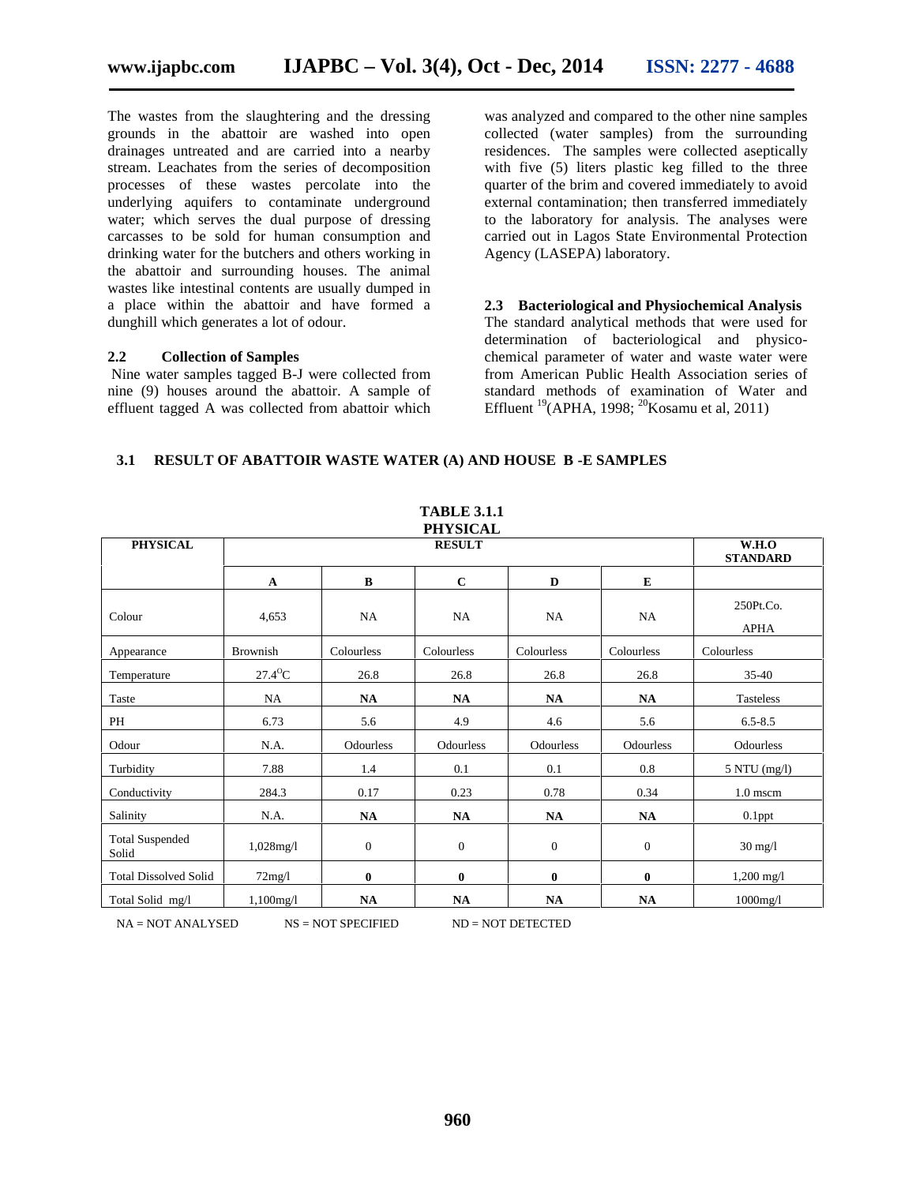The wastes from the slaughtering and the dressing grounds in the abattoir are washed into open drainages untreated and are carried into a nearby stream. Leachates from the series of decomposition processes of these wastes percolate into the underlying aquifers to contaminate underground water; which serves the dual purpose of dressing carcasses to be sold for human consumption and drinking water for the butchers and others working in the abattoir and surrounding houses. The animal wastes like intestinal contents are usually dumped in a place within the abattoir and have formed a dunghill which generates a lot of odour.

## 2.2 Collection of Samples

Nine water samples tagged B-J were collected from nine (9) houses around the abattoir. A sample of effluent tagged A was collected from abattoir which was analyzed and compared to the other nine samples collected (water samples) from the surrounding residences. The samples were collected aseptically with five (5) liters plastic keg filled to the three quarter of the brim and covered immediately to avoid external contamination; then transferred immediately to the laboratory for analysis. The analyses were carried out in Lagos State Environmental Protection Agency (LASEPA) laboratory.

## 2.3 Bacteriological and Physiochemical Analysis

The standard analytical methods that were used for determination of bacteriological and physico-chemical parameter of water and waste water were from American Public Health Association series of standard methods of examination of Water and Effluent [19](APHA, 1998; [20]Kosamu et al, 2011)

## 3.1 RESULT OF ABATTOIR WASTE WATER (A) AND HOUSE B -E SAMPLES

**TABLE 3.1.1**
**PHYSICAL**

| PHYSICAL | RESULT | | | | | W.H.O STANDARD |
|---|---|---|---|---|---|---|
| | A | B | C | D | E | |
| Colour | 4,653 | NA | NA | NA | NA | 250Pt.Co. APHA |
| Appearance | Brownish | Colourless | Colourless | Colourless | Colourless | Colourless |
| Temperature | 27.4°C | 26.8 | 26.8 | 26.8 | 26.8 | 35-40 |
| Taste | NA | **NA** | **NA** | **NA** | **NA** | Tasteless |
| PH | 6.73 | 5.6 | 4.9 | 4.6 | 5.6 | 6.5-8.5 |
| Odour | N.A. | Odourless | Odourless | Odourless | Odourless | Odourless |
| Turbidity | 7.88 | 1.4 | 0.1 | 0.1 | 0.8 | 5 NTU (mg/l) |
| Conductivity | 284.3 | 0.17 | 0.23 | 0.78 | 0.34 | 1.0 mscm |
| Salinity | N.A. | **NA** | **NA** | **NA** | **NA** | 0.1ppt |
| Total Suspended Solid | 1,028mg/l | 0 | 0 | 0 | 0 | 30 mg/l |
| Total Dissolved Solid | 72mg/l | **0** | **0** | **0** | **0** | 1,200 mg/l |
| Total Solid mg/l | 1,100mg/l | **NA** | **NA** | **NA** | **NA** | 1000mg/l |

NA = NOT ANALYSED NS = NOT SPECIFIED ND = NOT DETECTED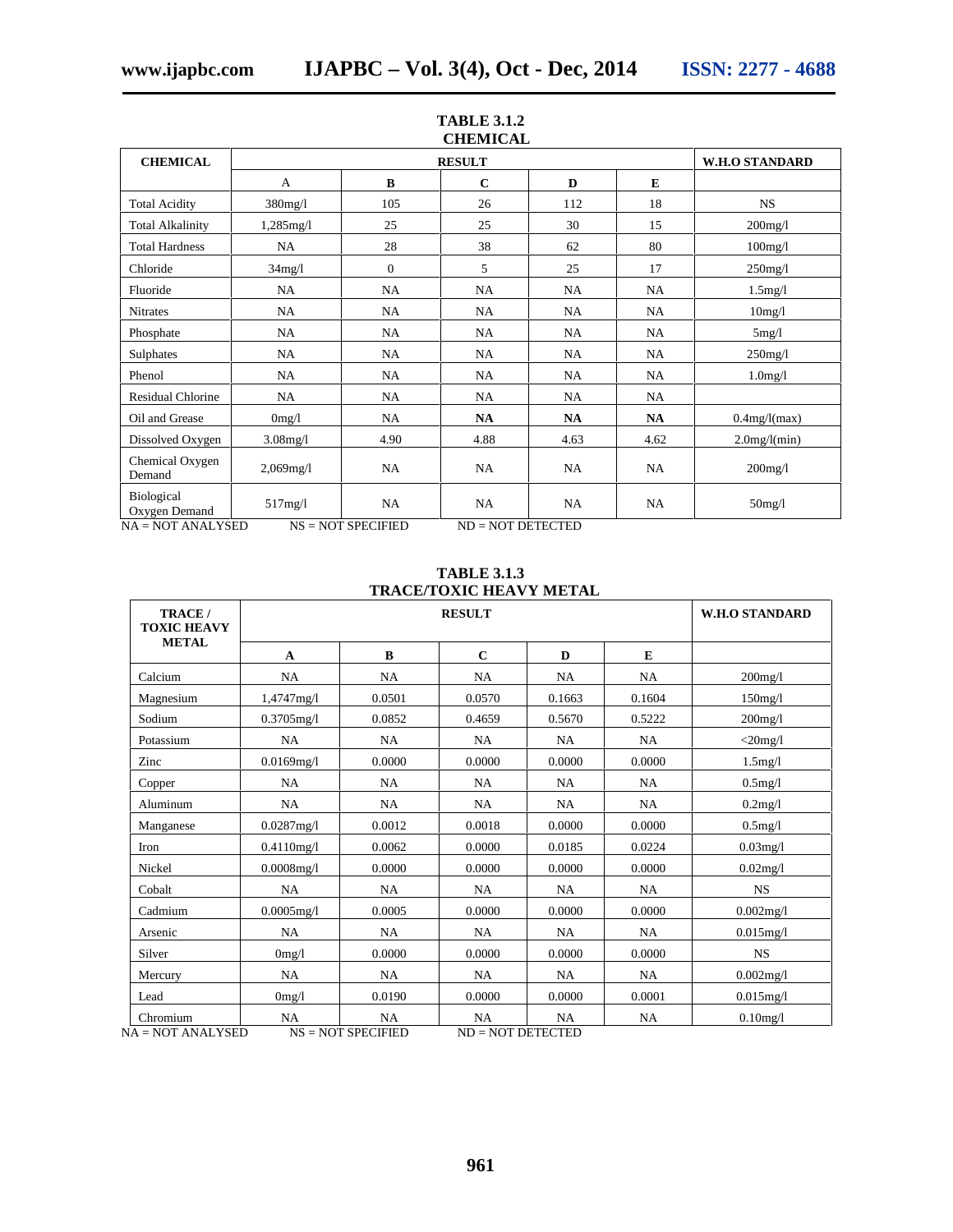**TABLE 3.1.2**
**CHEMICAL**

| CHEMICAL | RESULT | | | | | W.H.O STANDARD |
|---|---|---|---|---|---|---|
| | A | B | C | D | E | |
| Total Acidity | 380mg/l | 105 | 26 | 112 | 18 | NS |
| Total Alkalinity | 1,285mg/l | 25 | 25 | 30 | 15 | 200mg/l |
| Total Hardness | NA | 28 | 38 | 62 | 80 | 100mg/l |
| Chloride | 34mg/l | 0 | 5 | 25 | 17 | 250mg/l |
| Fluoride | NA | NA | NA | NA | NA | 1.5mg/l |
| Nitrates | NA | NA | NA | NA | NA | 10mg/l |
| Phosphate | NA | NA | NA | NA | NA | 5mg/l |
| Sulphates | NA | NA | NA | NA | NA | 250mg/l |
| Phenol | NA | NA | NA | NA | NA | 1.0mg/l |
| Residual Chlorine | NA | NA | NA | NA | NA | |
| Oil and Grease | 0mg/l | NA | **NA** | **NA** | **NA** | 0.4mg/l(max) |
| Dissolved Oxygen | 3.08mg/l | 4.90 | 4.88 | 4.63 | 4.62 | 2.0mg/l(min) |
| Chemical Oxygen Demand | 2,069mg/l | NA | NA | NA | NA | 200mg/l |
| Biological Oxygen Demand | 517mg/l | NA | NA | NA | NA | 50mg/l |

NA = NOT ANALYSED    NS = NOT SPECIFIED    ND = NOT DETECTED

**TABLE 3.1.3**
**TRACE/TOXIC HEAVY METAL**

| TRACE / TOXIC HEAVY METAL | RESULT | | | | | W.H.O STANDARD |
|---|---|---|---|---|---|---|
| | A | B | C | D | E | |
| Calcium | NA | NA | NA | NA | NA | 200mg/l |
| Magnesium | 1,4747mg/l | 0.0501 | 0.0570 | 0.1663 | 0.1604 | 150mg/l |
| Sodium | 0.3705mg/l | 0.0852 | 0.4659 | 0.5670 | 0.5222 | 200mg/l |
| Potassium | NA | NA | NA | NA | NA | <20mg/l |
| Zinc | 0.0169mg/l | 0.0000 | 0.0000 | 0.0000 | 0.0000 | 1.5mg/l |
| Copper | NA | NA | NA | NA | NA | 0.5mg/l |
| Aluminum | NA | NA | NA | NA | NA | 0.2mg/l |
| Manganese | 0.0287mg/l | 0.0012 | 0.0018 | 0.0000 | 0.0000 | 0.5mg/l |
| Iron | 0.4110mg/l | 0.0062 | 0.0000 | 0.0185 | 0.0224 | 0.03mg/l |
| Nickel | 0.0008mg/l | 0.0000 | 0.0000 | 0.0000 | 0.0000 | 0.02mg/l |
| Cobalt | NA | NA | NA | NA | NA | NS |
| Cadmium | 0.0005mg/l | 0.0005 | 0.0000 | 0.0000 | 0.0000 | 0.002mg/l |
| Arsenic | NA | NA | NA | NA | NA | 0.015mg/l |
| Silver | 0mg/l | 0.0000 | 0.0000 | 0.0000 | 0.0000 | NS |
| Mercury | NA | NA | NA | NA | NA | 0.002mg/l |
| Lead | 0mg/l | 0.0190 | 0.0000 | 0.0000 | 0.0001 | 0.015mg/l |
| Chromium | NA | NA | NA | NA | NA | 0.10mg/l |

NA = NOT ANALYSED    NS = NOT SPECIFIED    ND = NOT DETECTED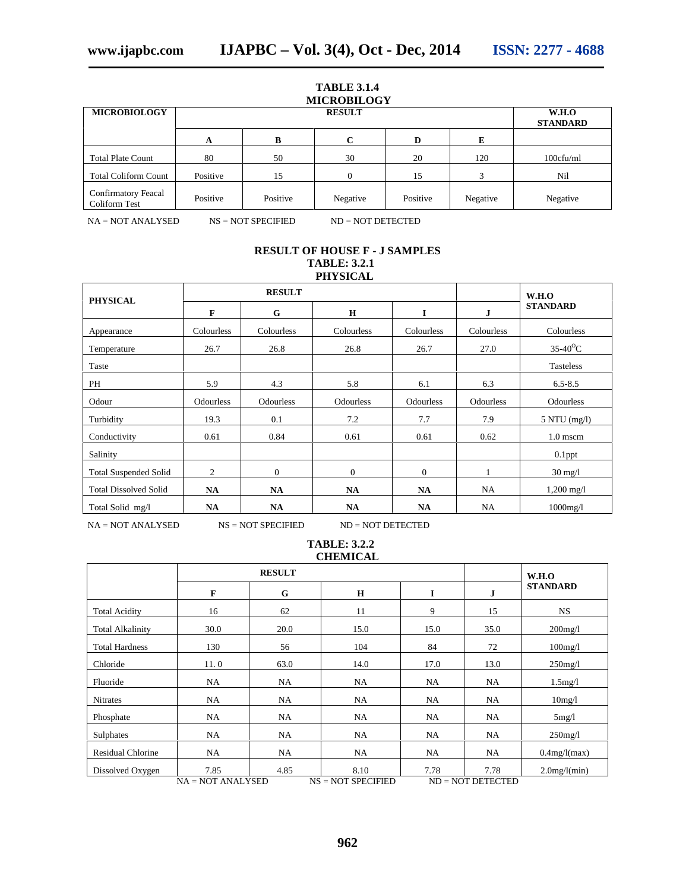**TABLE 3.1.4**
**MICROBIOLOGY**

| MICROBIOLOGY | RESULT | | | | | W.H.O STANDARD |
|---|---|---|---|---|---|---|
| | A | B | C | D | E | |
| Total Plate Count | 80 | 50 | 30 | 20 | 120 | 100cfu/ml |
| Total Coliform Count | Positive | 15 | 0 | 15 | 3 | Nil |
| Confirmatory Feacal Coliform Test | Positive | Positive | Negative | Positive | Negative | Negative |

NA = NOT ANALYSED NS = NOT SPECIFIED ND = NOT DETECTED

**RESULT OF HOUSE F - J SAMPLES**
**TABLE: 3.2.1**
**PHYSICAL**

| PHYSICAL | RESULT | | | | | W.H.O STANDARD |
|---|---|---|---|---|---|---|
| | F | G | H | I | J | |
| Appearance | Colourless | Colourless | Colourless | Colourless | Colourless | Colourless |
| Temperature | 26.7 | 26.8 | 26.8 | 26.7 | 27.0 | 35-40$^{O}$C |
| Taste | | | | | | Tasteless |
| PH | 5.9 | 4.3 | 5.8 | 6.1 | 6.3 | 6.5-8.5 |
| Odour | Odourless | Odourless | Odourless | Odourless | Odourless | Odourless |
| Turbidity | 19.3 | 0.1 | 7.2 | 7.7 | 7.9 | 5 NTU (mg/l) |
| Conductivity | 0.61 | 0.84 | 0.61 | 0.61 | 0.62 | 1.0 mscm |
| Salinity | | | | | | 0.1ppt |
| Total Suspended Solid | 2 | 0 | 0 | 0 | 1 | 30 mg/l |
| Total Dissolved Solid | **NA** | **NA** | **NA** | **NA** | NA | 1,200 mg/l |
| Total Solid mg/l | **NA** | **NA** | **NA** | **NA** | NA | 1000mg/l |

NA = NOT ANALYSED NS = NOT SPECIFIED ND = NOT DETECTED

**TABLE: 3.2.2**
**CHEMICAL**

| | RESULT | | | | | W.H.O STANDARD |
|---|---|---|---|---|---|---|
| | F | G | H | I | J | |
| Total Acidity | 16 | 62 | 11 | 9 | 15 | NS |
| Total Alkalinity | 30.0 | 20.0 | 15.0 | 15.0 | 35.0 | 200mg/l |
| Total Hardness | 130 | 56 | 104 | 84 | 72 | 100mg/l |
| Chloride | 11. 0 | 63.0 | 14.0 | 17.0 | 13.0 | 250mg/l |
| Fluoride | NA | NA | NA | NA | NA | 1.5mg/l |
| Nitrates | NA | NA | NA | NA | NA | 10mg/l |
| Phosphate | NA | NA | NA | NA | NA | 5mg/l |
| Sulphates | NA | NA | NA | NA | NA | 250mg/l |
| Residual Chlorine | NA | NA | NA | NA | NA | 0.4mg/l(max) |
| Dissolved Oxygen | 7.85 | 4.85 | 8.10 | 7.78 | 7.78 | 2.0mg/l(min) |

NA = NOT ANALYSED NS = NOT SPECIFIED ND = NOT DETECTED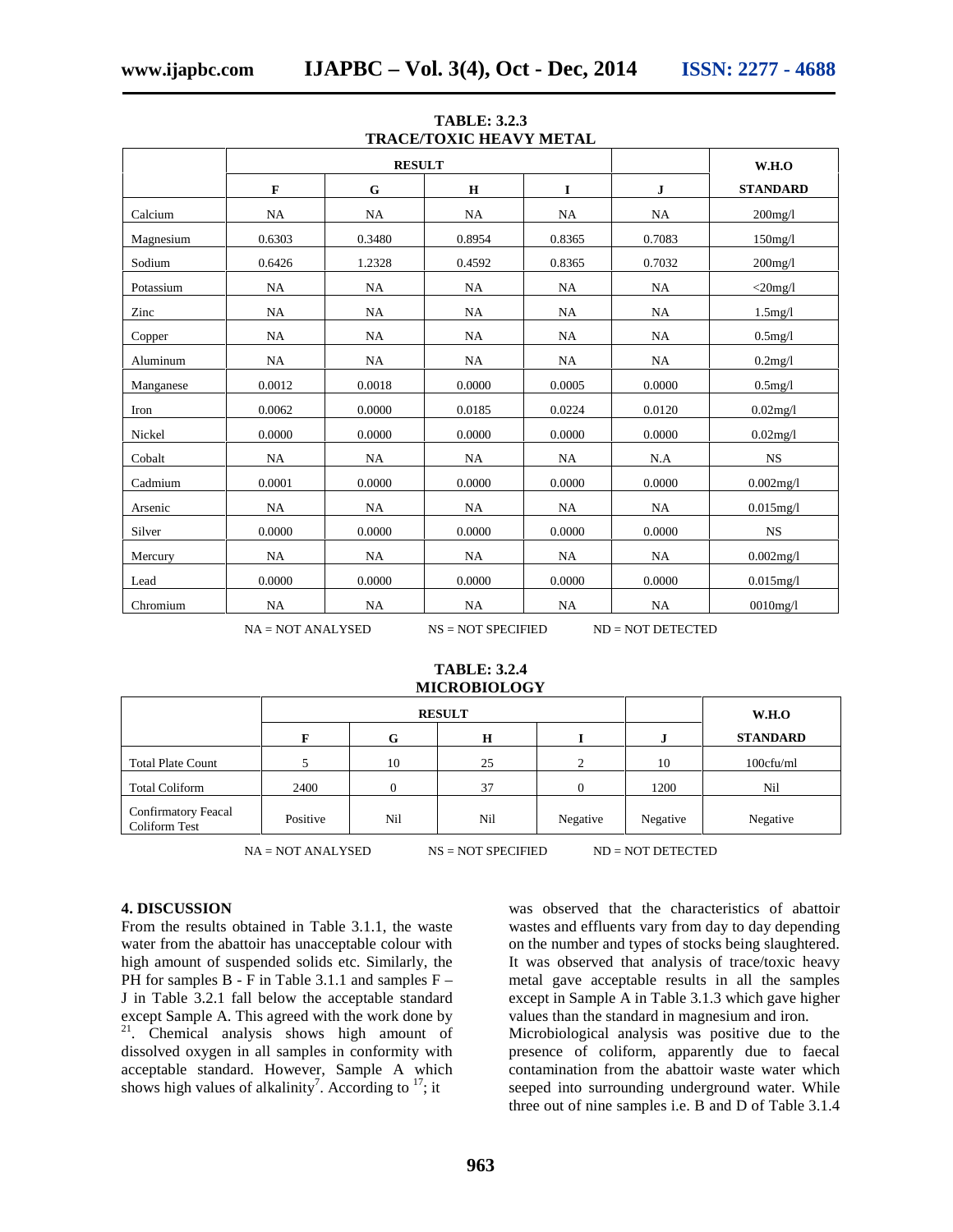**TABLE: 3.2.3**
**TRACE/TOXIC HEAVY METAL**

| | RESULT | | | | | W.H.O |
|---|---|---|---|---|---|---|
| | F | G | H | I | J | STANDARD |
| Calcium | NA | NA | NA | NA | NA | 200mg/l |
| Magnesium | 0.6303 | 0.3480 | 0.8954 | 0.8365 | 0.7083 | 150mg/l |
| Sodium | 0.6426 | 1.2328 | 0.4592 | 0.8365 | 0.7032 | 200mg/l |
| Potassium | NA | NA | NA | NA | NA | <20mg/l |
| Zinc | NA | NA | NA | NA | NA | 1.5mg/l |
| Copper | NA | NA | NA | NA | NA | 0.5mg/l |
| Aluminum | NA | NA | NA | NA | NA | 0.2mg/l |
| Manganese | 0.0012 | 0.0018 | 0.0000 | 0.0005 | 0.0000 | 0.5mg/l |
| Iron | 0.0062 | 0.0000 | 0.0185 | 0.0224 | 0.0120 | 0.02mg/l |
| Nickel | 0.0000 | 0.0000 | 0.0000 | 0.0000 | 0.0000 | 0.02mg/l |
| Cobalt | NA | NA | NA | NA | N.A | NS |
| Cadmium | 0.0001 | 0.0000 | 0.0000 | 0.0000 | 0.0000 | 0.002mg/l |
| Arsenic | NA | NA | NA | NA | NA | 0.015mg/l |
| Silver | 0.0000 | 0.0000 | 0.0000 | 0.0000 | 0.0000 | NS |
| Mercury | NA | NA | NA | NA | NA | 0.002mg/l |
| Lead | 0.0000 | 0.0000 | 0.0000 | 0.0000 | 0.0000 | 0.015mg/l |
| Chromium | NA | NA | NA | NA | NA | 0010mg/l |

NA = NOT ANALYSED    NS = NOT SPECIFIED    ND = NOT DETECTED

**TABLE: 3.2.4**
**MICROBIOLOGY**

| | RESULT | | | | | W.H.O |
|---|---|---|---|---|---|---|
| | F | G | H | I | J | STANDARD |
| Total Plate Count | 5 | 10 | 25 | 2 | 10 | 100cfu/ml |
| Total Coliform | 2400 | 0 | 37 | 0 | 1200 | Nil |
| Confirmatory Feacal Coliform Test | Positive | Nil | Nil | Negative | Negative | Negative |

NA = NOT ANALYSED    NS = NOT SPECIFIED    ND = NOT DETECTED

## 4. DISCUSSION

From the results obtained in Table 3.1.1, the waste water from the abattoir has unacceptable colour with high amount of suspended solids etc. Similarly, the PH for samples B - F in Table 3.1.1 and samples F – J in Table 3.2.1 fall below the acceptable standard except Sample A. This agreed with the work done by [21]. Chemical analysis shows high amount of dissolved oxygen in all samples in conformity with acceptable standard. However, Sample A which shows high values of alkalinity[7]. According to [17]; it was observed that the characteristics of abattoir wastes and effluents vary from day to day depending on the number and types of stocks being slaughtered. It was observed that analysis of trace/toxic heavy metal gave acceptable results in all the samples except in Sample A in Table 3.1.3 which gave higher values than the standard in magnesium and iron.

Microbiological analysis was positive due to the presence of coliform, apparently due to faecal contamination from the abattoir waste water which seeped into surrounding underground water. While three out of nine samples i.e. B and D of Table 3.1.4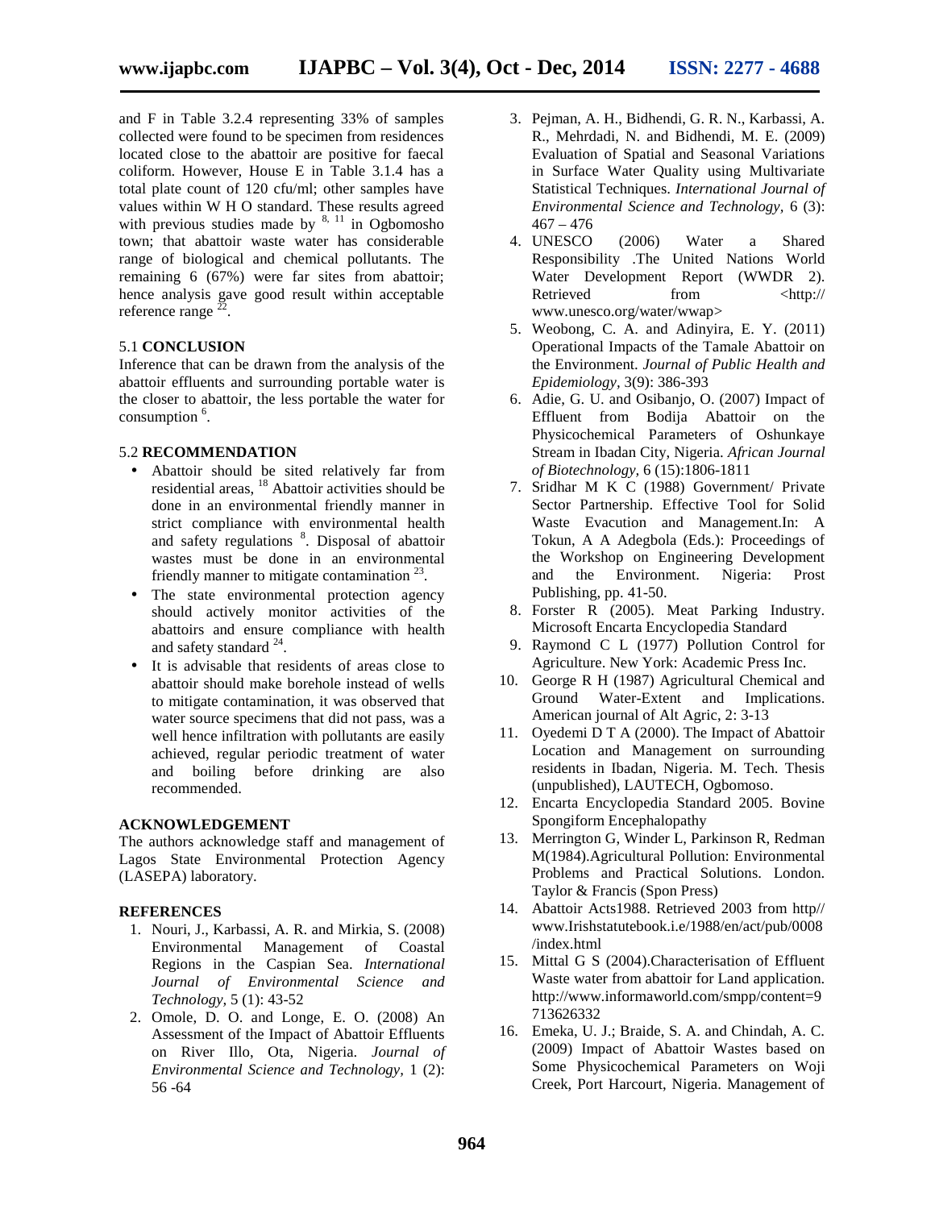and F in Table 3.2.4 representing 33% of samples collected were found to be specimen from residences located close to the abattoir are positive for faecal coliform. However, House E in Table 3.1.4 has a total plate count of 120 cfu/ml; other samples have values within W H O standard. These results agreed with previous studies made by [8, 11] in Ogbomosho town; that abattoir waste water has considerable range of biological and chemical pollutants. The remaining 6 (67%) were far sites from abattoir; hence analysis gave good result within acceptable reference range [22].

## 5.1 CONCLUSION

Inference that can be drawn from the analysis of the abattoir effluents and surrounding portable water is the closer to abattoir, the less portable the water for consumption [6].

## 5.2 RECOMMENDATION

- Abattoir should be sited relatively far from residential areas, [18] Abattoir activities should be done in an environmental friendly manner in strict compliance with environmental health and safety regulations [8]. Disposal of abattoir wastes must be done in an environmental friendly manner to mitigate contamination [23].
- The state environmental protection agency should actively monitor activities of the abattoirs and ensure compliance with health and safety standard [24].
- It is advisable that residents of areas close to abattoir should make borehole instead of wells to mitigate contamination, it was observed that water source specimens that did not pass, was a well hence infiltration with pollutants are easily achieved, regular periodic treatment of water and boiling before drinking are also recommended.

## ACKNOWLEDGEMENT

The authors acknowledge staff and management of Lagos State Environmental Protection Agency (LASEPA) laboratory.

## REFERENCES

1. Nouri, J., Karbassi, A. R. and Mirkia, S. (2008) Environmental Management of Coastal Regions in the Caspian Sea. *International Journal of Environmental Science and Technology,* 5 (1): 43-52
2. Omole, D. O. and Longe, E. O. (2008) An Assessment of the Impact of Abattoir Effluents on River Illo, Ota, Nigeria. *Journal of Environmental Science and Technology,* 1 (2): 56 -64
3. Pejman, A. H., Bidhendi, G. R. N., Karbassi, A. R., Mehrdadi, N. and Bidhendi, M. E. (2009) Evaluation of Spatial and Seasonal Variations in Surface Water Quality using Multivariate Statistical Techniques. *International Journal of Environmental Science and Technology,* 6 (3): 467 – 476
4. UNESCO (2006) Water a Shared Responsibility .The United Nations World Water Development Report (WWDR 2). Retrieved from <http:// www.unesco.org/water/wwap>
5. Weobong, C. A. and Adinyira, E. Y. (2011) Operational Impacts of the Tamale Abattoir on the Environment. *Journal of Public Health and Epidemiology,* 3(9): 386-393
6. Adie, G. U. and Osibanjo, O. (2007) Impact of Effluent from Bodija Abattoir on the Physicochemical Parameters of Oshunkaye Stream in Ibadan City, Nigeria. *African Journal of Biotechnology,* 6 (15):1806-1811
7. Sridhar M K C (1988) Government/ Private Sector Partnership. Effective Tool for Solid Waste Evacution and Management.In: A Tokun, A A Adegbola (Eds.): Proceedings of the Workshop on Engineering Development and the Environment. Nigeria: Prost Publishing, pp. 41-50.
8. Forster R (2005). Meat Parking Industry. Microsoft Encarta Encyclopedia Standard
9. Raymond C L (1977) Pollution Control for Agriculture. New York: Academic Press Inc.
10. George R H (1987) Agricultural Chemical and Ground Water-Extent and Implications. American journal of Alt Agric, 2: 3-13
11. Oyedemi D T A (2000). The Impact of Abattoir Location and Management on surrounding residents in Ibadan, Nigeria. M. Tech. Thesis (unpublished), LAUTECH, Ogbomoso.
12. Encarta Encyclopedia Standard 2005. Bovine Spongiform Encephalopathy
13. Merrington G, Winder L, Parkinson R, Redman M(1984).Agricultural Pollution: Environmental Problems and Practical Solutions. London. Taylor & Francis (Spon Press)
14. Abattoir Acts1988. Retrieved 2003 from http// www.Irishstatutebook.i.e/1988/en/act/pub/0008 /index.html
15. Mittal G S (2004).Characterisation of Effluent Waste water from abattoir for Land application. http://www.informaworld.com/smpp/content=9 713626332
16. Emeka, U. J.; Braide, S. A. and Chindah, A. C. (2009) Impact of Abattoir Wastes based on Some Physicochemical Parameters on Woji Creek, Port Harcourt, Nigeria. Management of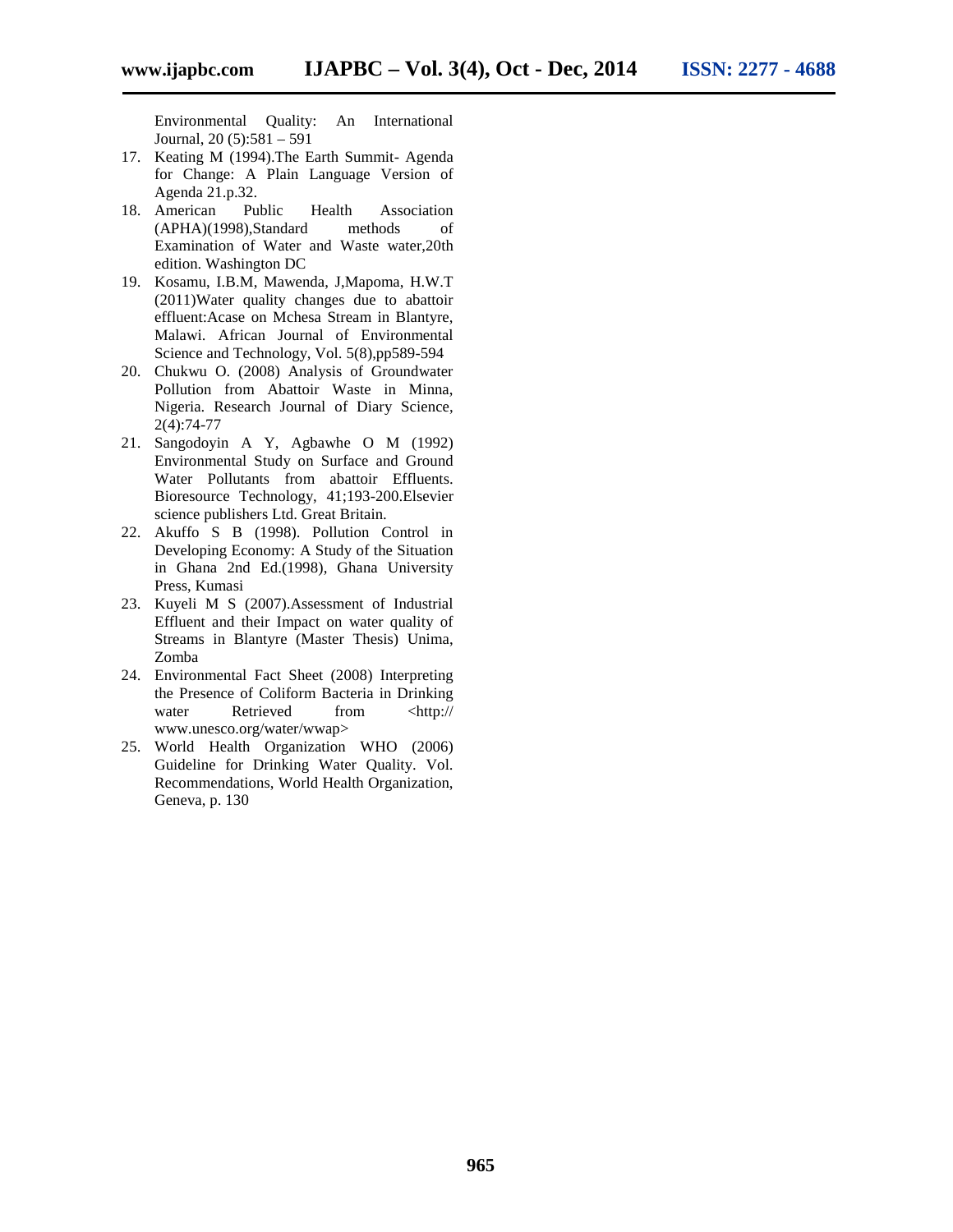Environmental Quality: An International Journal, 20 (5):581 – 591

17. Keating M (1994).The Earth Summit- Agenda for Change: A Plain Language Version of Agenda 21.p.32.
18. American Public Health Association (APHA)(1998),Standard methods of Examination of Water and Waste water,20th edition. Washington DC
19. Kosamu, I.B.M, Mawenda, J,Mapoma, H.W.T (2011)Water quality changes due to abattoir effluent:Acase on Mchesa Stream in Blantyre, Malawi. African Journal of Environmental Science and Technology, Vol. 5(8),pp589-594
20. Chukwu O. (2008) Analysis of Groundwater Pollution from Abattoir Waste in Minna, Nigeria. Research Journal of Diary Science, 2(4):74-77
21. Sangodoyin A Y, Agbawhe O M (1992) Environmental Study on Surface and Ground Water Pollutants from abattoir Effluents. Bioresource Technology, 41;193-200.Elsevier science publishers Ltd. Great Britain.
22. Akuffo S B (1998). Pollution Control in Developing Economy: A Study of the Situation in Ghana 2nd Ed.(1998), Ghana University Press, Kumasi
23. Kuyeli M S (2007).Assessment of Industrial Effluent and their Impact on water quality of Streams in Blantyre (Master Thesis) Unima, Zomba
24. Environmental Fact Sheet (2008) Interpreting the Presence of Coliform Bacteria in Drinking water Retrieved from <http:// www.unesco.org/water/wwap>
25. World Health Organization WHO (2006) Guideline for Drinking Water Quality. Vol. Recommendations, World Health Organization, Geneva, p. 130